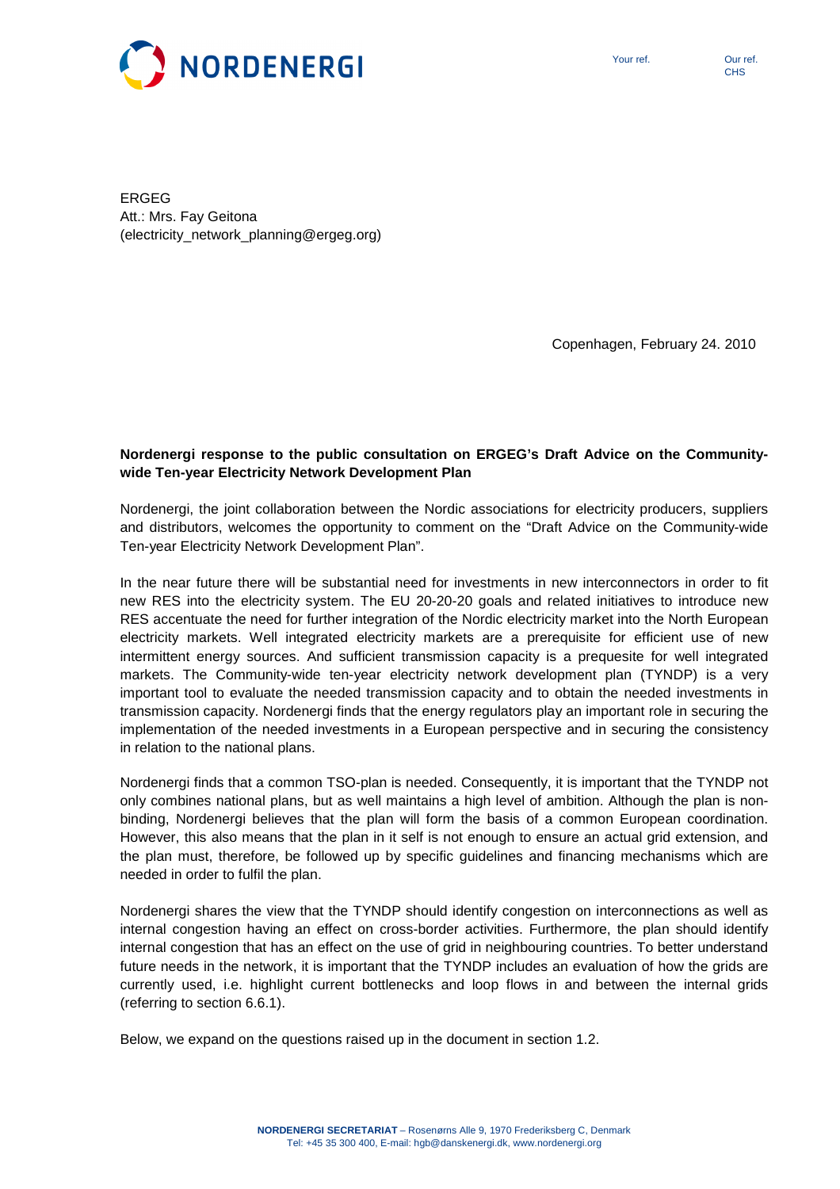Your ref.

Our ref.
CHS

ERGEG
Att.: Mrs. Fay Geitona
(electricity_network_planning@ergeg.org)

Copenhagen, February 24. 2010

**Nordenergi response to the public consultation on ERGEG's Draft Advice on the Community-wide Ten-year Electricity Network Development Plan**

Nordenergi, the joint collaboration between the Nordic associations for electricity producers, suppliers and distributors, welcomes the opportunity to comment on the "Draft Advice on the Community-wide Ten-year Electricity Network Development Plan".

In the near future there will be substantial need for investments in new interconnectors in order to fit new RES into the electricity system. The EU 20-20-20 goals and related initiatives to introduce new RES accentuate the need for further integration of the Nordic electricity market into the North European electricity markets. Well integrated electricity markets are a prerequisite for efficient use of new intermittent energy sources. And sufficient transmission capacity is a prequesite for well integrated markets. The Community-wide ten-year electricity network development plan (TYNDP) is a very important tool to evaluate the needed transmission capacity and to obtain the needed investments in transmission capacity. Nordenergi finds that the energy regulators play an important role in securing the implementation of the needed investments in a European perspective and in securing the consistency in relation to the national plans.

Nordenergi finds that a common TSO-plan is needed. Consequently, it is important that the TYNDP not only combines national plans, but as well maintains a high level of ambition. Although the plan is non-binding, Nordenergi believes that the plan will form the basis of a common European coordination. However, this also means that the plan in it self is not enough to ensure an actual grid extension, and the plan must, therefore, be followed up by specific guidelines and financing mechanisms which are needed in order to fulfil the plan.

Nordenergi shares the view that the TYNDP should identify congestion on interconnections as well as internal congestion having an effect on cross-border activities. Furthermore, the plan should identify internal congestion that has an effect on the use of grid in neighbouring countries. To better understand future needs in the network, it is important that the TYNDP includes an evaluation of how the grids are currently used, i.e. highlight current bottlenecks and loop flows in and between the internal grids (referring to section 6.6.1).

Below, we expand on the questions raised up in the document in section 1.2.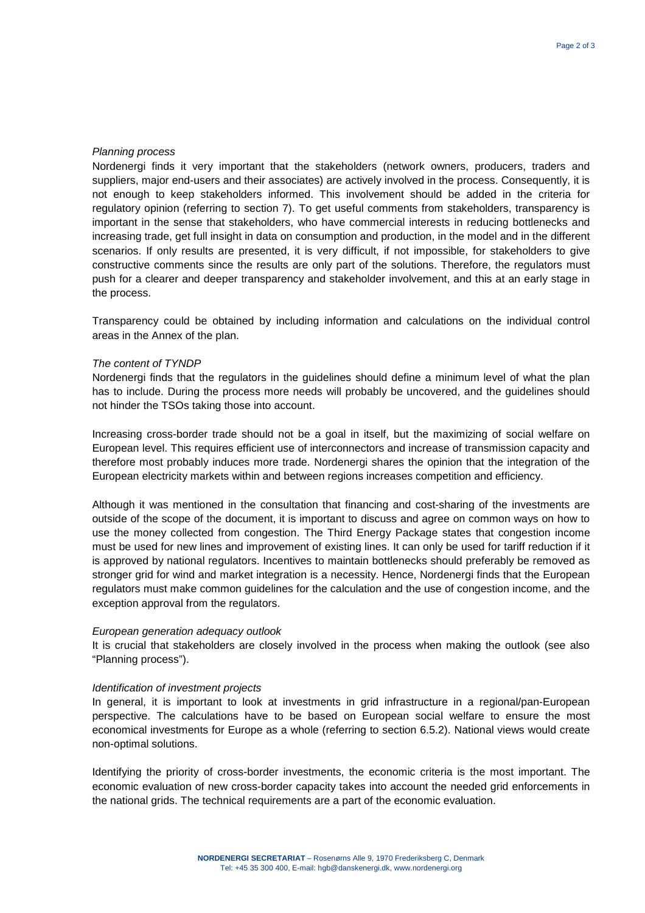*Planning process*

Nordenergi finds it very important that the stakeholders (network owners, producers, traders and suppliers, major end-users and their associates) are actively involved in the process. Consequently, it is not enough to keep stakeholders informed. This involvement should be added in the criteria for regulatory opinion (referring to section 7). To get useful comments from stakeholders, transparency is important in the sense that stakeholders, who have commercial interests in reducing bottlenecks and increasing trade, get full insight in data on consumption and production, in the model and in the different scenarios. If only results are presented, it is very difficult, if not impossible, for stakeholders to give constructive comments since the results are only part of the solutions. Therefore, the regulators must push for a clearer and deeper transparency and stakeholder involvement, and this at an early stage in the process.

Transparency could be obtained by including information and calculations on the individual control areas in the Annex of the plan.

*The content of TYNDP*

Nordenergi finds that the regulators in the guidelines should define a minimum level of what the plan has to include. During the process more needs will probably be uncovered, and the guidelines should not hinder the TSOs taking those into account.

Increasing cross-border trade should not be a goal in itself, but the maximizing of social welfare on European level. This requires efficient use of interconnectors and increase of transmission capacity and therefore most probably induces more trade. Nordenergi shares the opinion that the integration of the European electricity markets within and between regions increases competition and efficiency.

Although it was mentioned in the consultation that financing and cost-sharing of the investments are outside of the scope of the document, it is important to discuss and agree on common ways on how to use the money collected from congestion. The Third Energy Package states that congestion income must be used for new lines and improvement of existing lines. It can only be used for tariff reduction if it is approved by national regulators. Incentives to maintain bottlenecks should preferably be removed as stronger grid for wind and market integration is a necessity. Hence, Nordenergi finds that the European regulators must make common guidelines for the calculation and the use of congestion income, and the exception approval from the regulators.

*European generation adequacy outlook*

It is crucial that stakeholders are closely involved in the process when making the outlook (see also "Planning process").

*Identification of investment projects*

In general, it is important to look at investments in grid infrastructure in a regional/pan-European perspective. The calculations have to be based on European social welfare to ensure the most economical investments for Europe as a whole (referring to section 6.5.2). National views would create non-optimal solutions.

Identifying the priority of cross-border investments, the economic criteria is the most important. The economic evaluation of new cross-border capacity takes into account the needed grid enforcements in the national grids. The technical requirements are a part of the economic evaluation.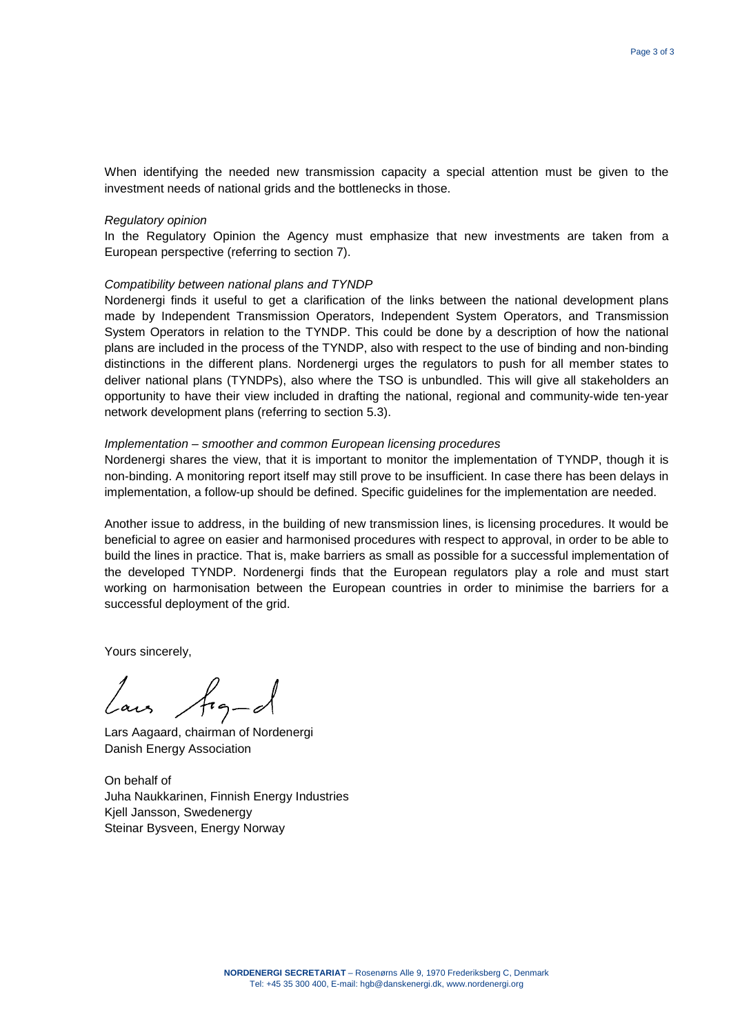When identifying the needed new transmission capacity a special attention must be given to the investment needs of national grids and the bottlenecks in those.

*Regulatory opinion*

In the Regulatory Opinion the Agency must emphasize that new investments are taken from a European perspective (referring to section 7).

*Compatibility between national plans and TYNDP*

Nordenergi finds it useful to get a clarification of the links between the national development plans made by Independent Transmission Operators, Independent System Operators, and Transmission System Operators in relation to the TYNDP. This could be done by a description of how the national plans are included in the process of the TYNDP, also with respect to the use of binding and non-binding distinctions in the different plans. Nordenergi urges the regulators to push for all member states to deliver national plans (TYNDPs), also where the TSO is unbundled. This will give all stakeholders an opportunity to have their view included in drafting the national, regional and community-wide ten-year network development plans (referring to section 5.3).

*Implementation – smoother and common European licensing procedures*

Nordenergi shares the view, that it is important to monitor the implementation of TYNDP, though it is non-binding. A monitoring report itself may still prove to be insufficient. In case there has been delays in implementation, a follow-up should be defined. Specific guidelines for the implementation are needed.

Another issue to address, in the building of new transmission lines, is licensing procedures. It would be beneficial to agree on easier and harmonised procedures with respect to approval, in order to be able to build the lines in practice. That is, make barriers as small as possible for a successful implementation of the developed TYNDP. Nordenergi finds that the European regulators play a role and must start working on harmonisation between the European countries in order to minimise the barriers for a successful deployment of the grid.

Yours sincerely,

Lars Aagaard, chairman of Nordenergi
Danish Energy Association

On behalf of
Juha Naukkarinen, Finnish Energy Industries
Kjell Jansson, Swedenergy
Steinar Bysveen, Energy Norway

**NORDENERGI SECRETARIAT** – Rosenørns Alle 9, 1970 Frederiksberg C, Denmark
Tel: +45 35 300 400, E-mail: hgb@danskenergi.dk, www.nordenergi.org